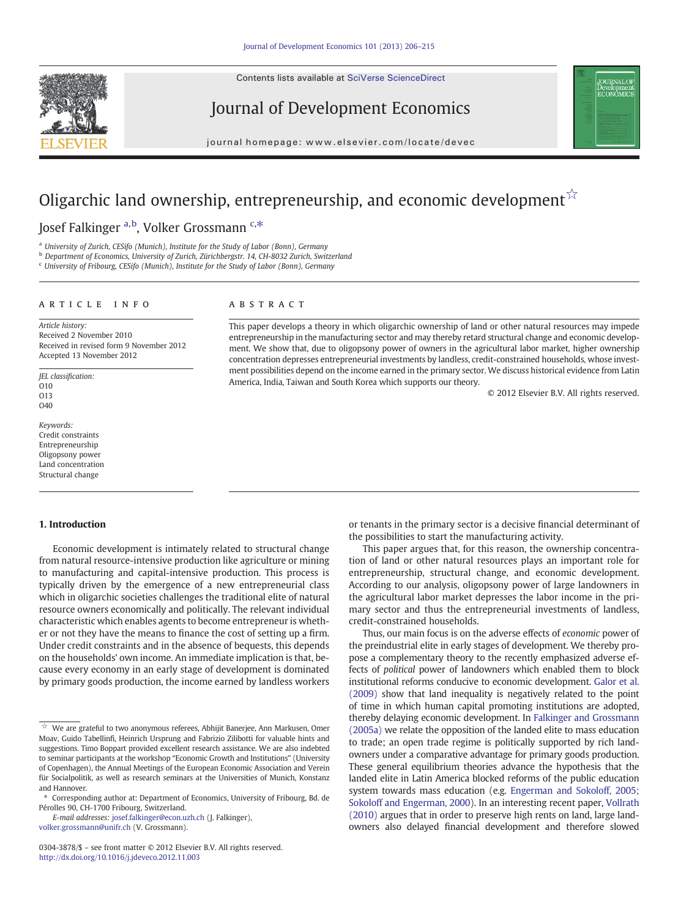# Oligarchic land ownership, entrepreneurship, and economic development ☆

Josef Falkinger [a,b], Volker Grossmann [c,*]

[a] University of Zurich, CESifo (Munich), Institute for the Study of Labor (Bonn), Germany
[b] Department of Economics, University of Zurich, Zürichbergstr. 14, CH-8032 Zurich, Switzerland
[c] University of Fribourg, CESifo (Munich), Institute for the Study of Labor (Bonn), Germany

## ARTICLE INFO

*Article history:*
Received 2 November 2010
Received in revised form 9 November 2012
Accepted 13 November 2012

*JEL classification:*
O10
O13
O40

*Keywords:*
Credit constraints
Entrepreneurship
Oligopsony power
Land concentration
Structural change

## ABSTRACT

This paper develops a theory in which oligarchic ownership of land or other natural resources may impede entrepreneurship in the manufacturing sector and may thereby retard structural change and economic development. We show that, due to oligopsony power of owners in the agricultural labor market, higher ownership concentration depresses entrepreneurial investments by landless, credit-constrained households, whose investment possibilities depend on the income earned in the primary sector. We discuss historical evidence from Latin America, India, Taiwan and South Korea which supports our theory.

© 2012 Elsevier B.V. All rights reserved.

## 1. Introduction

Economic development is intimately related to structural change from natural resource-intensive production like agriculture or mining to manufacturing and capital-intensive production. This process is typically driven by the emergence of a new entrepreneurial class which in oligarchic societies challenges the traditional elite of natural resource owners economically and politically. The relevant individual characteristic which enables agents to become entrepreneur is whether or not they have the means to finance the cost of setting up a firm. Under credit constraints and in the absence of bequests, this depends on the households' own income. An immediate implication is that, because every economy in an early stage of development is dominated by primary goods production, the income earned by landless workers or tenants in the primary sector is a decisive financial determinant of the possibilities to start the manufacturing activity.

This paper argues that, for this reason, the ownership concentration of land or other natural resources plays an important role for entrepreneurship, structural change, and economic development. According to our analysis, oligopsony power of large landowners in the agricultural labor market depresses the labor income in the primary sector and thus the entrepreneurial investments of landless, credit-constrained households.

Thus, our main focus is on the adverse effects of *economic* power of the preindustrial elite in early stages of development. We thereby propose a complementary theory to the recently emphasized adverse effects of *political* power of landowners which enabled them to block institutional reforms conducive to economic development. Galor et al. (2009) show that land inequality is negatively related to the point of time in which human capital promoting institutions are adopted, thereby delaying economic development. In Falkinger and Grossmann (2005a) we relate the opposition of the landed elite to mass education to trade; an open trade regime is politically supported by rich landowners under a comparative advantage for primary goods production. These general equilibrium theories advance the hypothesis that the landed elite in Latin America blocked reforms of the public education system towards mass education (e.g. Engerman and Sokoloff, 2005; Sokoloff and Engerman, 2000). In an interesting recent paper, Vollrath (2010) argues that in order to preserve high rents on land, large landowners also delayed financial development and therefore slowed

---

☆ We are grateful to two anonymous referees, Abhijit Banerjee, Ann Markusen, Omer Moav, Guido Tabellinfi, Heinrich Ursprung and Fabrizio Zilibotti for valuable hints and suggestions. Timo Boppart provided excellent research assistance. We are also indebted to seminar participants at the workshop "Economic Growth and Institutions" (University of Copenhagen), the Annual Meetings of the European Economic Association and Verein für Socialpolitik, as well as research seminars at the Universities of Munich, Konstanz and Hannover.

\* Corresponding author at: Department of Economics, University of Fribourg, Bd. de Pérolles 90, CH-1700 Fribourg, Switzerland.
*E-mail addresses:* josef.falkinger@econ.uzh.ch (J. Falkinger), volker.grossmann@unifr.ch (V. Grossmann).

0304-3878/$ – see front matter © 2012 Elsevier B.V. All rights reserved.
http://dx.doi.org/10.1016/j.jdeveco.2012.11.003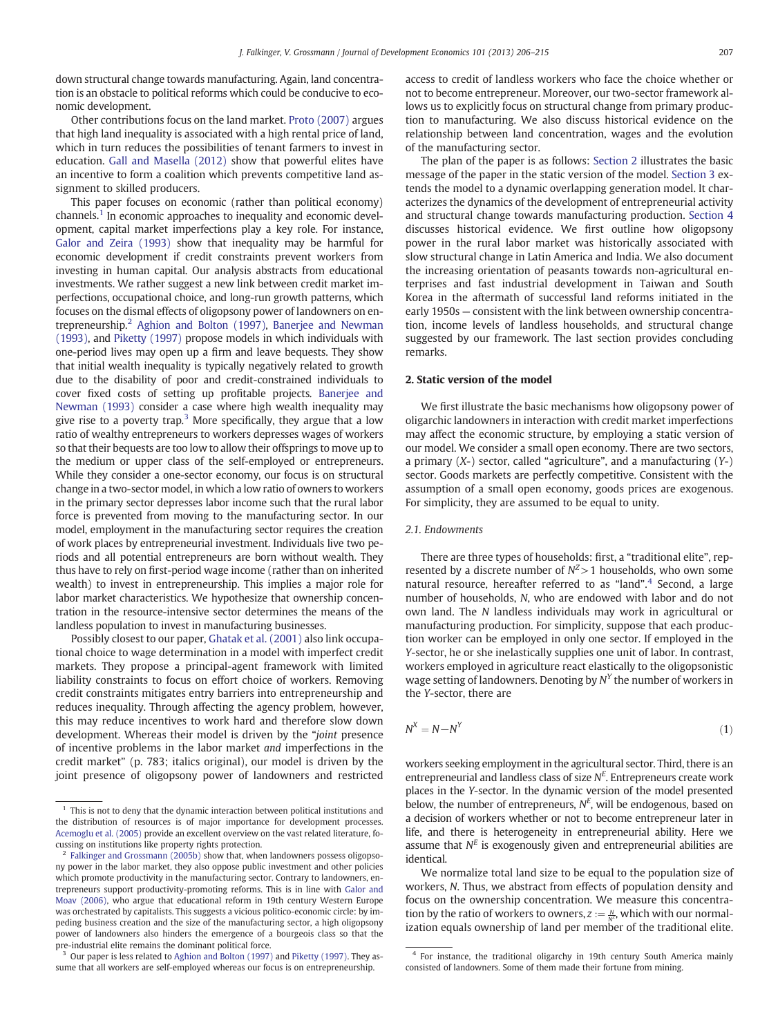down structural change towards manufacturing. Again, land concentration is an obstacle to political reforms which could be conducive to economic development.

Other contributions focus on the land market. Proto (2007) argues that high land inequality is associated with a high rental price of land, which in turn reduces the possibilities of tenant farmers to invest in education. Gall and Masella (2012) show that powerful elites have an incentive to form a coalition which prevents competitive land assignment to skilled producers.

This paper focuses on economic (rather than political economy) channels.[1] In economic approaches to inequality and economic development, capital market imperfections play a key role. For instance, Galor and Zeira (1993) show that inequality may be harmful for economic development if credit constraints prevent workers from investing in human capital. Our analysis abstracts from educational investments. We rather suggest a new link between credit market imperfections, occupational choice, and long-run growth patterns, which focuses on the dismal effects of oligopsony power of landowners on entrepreneurship.[2] Aghion and Bolton (1997), Banerjee and Newman (1993), and Piketty (1997) propose models in which individuals with one-period lives may open up a firm and leave bequests. They show that initial wealth inequality is typically negatively related to growth due to the disability of poor and credit-constrained individuals to cover fixed costs of setting up profitable projects. Banerjee and Newman (1993) consider a case where high wealth inequality may give rise to a poverty trap.[3] More specifically, they argue that a low ratio of wealthy entrepreneurs to workers depresses wages of workers so that their bequests are too low to allow their offsprings to move up to the medium or upper class of the self-employed or entrepreneurs. While they consider a one-sector economy, our focus is on structural change in a two-sector model, in which a low ratio of owners to workers in the primary sector depresses labor income such that the rural labor force is prevented from moving to the manufacturing sector. In our model, employment in the manufacturing sector requires the creation of work places by entrepreneurial investment. Individuals live two periods and all potential entrepreneurs are born without wealth. They thus have to rely on first-period wage income (rather than on inherited wealth) to invest in entrepreneurship. This implies a major role for labor market characteristics. We hypothesize that ownership concentration in the resource-intensive sector determines the means of the landless population to invest in manufacturing businesses.

Possibly closest to our paper, Ghatak et al. (2001) also link occupational choice to wage determination in a model with imperfect credit markets. They propose a principal-agent framework with limited liability constraints to focus on effort choice of workers. Removing credit constraints mitigates entry barriers into entrepreneurship and reduces inequality. Through affecting the agency problem, however, this may reduce incentives to work hard and therefore slow down development. Whereas their model is driven by the "*joint* presence of incentive problems in the labor market *and* imperfections in the credit market" (p. 783; italics original), our model is driven by the joint presence of oligopsony power of landowners and restricted access to credit of landless workers who face the choice whether or not to become entrepreneur. Moreover, our two-sector framework allows us to explicitly focus on structural change from primary production to manufacturing. We also discuss historical evidence on the relationship between land concentration, wages and the evolution of the manufacturing sector.

The plan of the paper is as follows: Section 2 illustrates the basic message of the paper in the static version of the model. Section 3 extends the model to a dynamic overlapping generation model. It characterizes the dynamics of the development of entrepreneurial activity and structural change towards manufacturing production. Section 4 discusses historical evidence. We first outline how oligopsony power in the rural labor market was historically associated with slow structural change in Latin America and India. We also document the increasing orientation of peasants towards non-agricultural enterprises and fast industrial development in Taiwan and South Korea in the aftermath of successful land reforms initiated in the early 1950s — consistent with the link between ownership concentration, income levels of landless households, and structural change suggested by our framework. The last section provides concluding remarks.

## 2. Static version of the model

We first illustrate the basic mechanisms how oligopsony power of oligarchic landowners in interaction with credit market imperfections may affect the economic structure, by employing a static version of our model. We consider a small open economy. There are two sectors, a primary ($X$-) sector, called "agriculture", and a manufacturing ($Y$-) sector. Goods markets are perfectly competitive. Consistent with the assumption of a small open economy, goods prices are exogenous. For simplicity, they are assumed to be equal to unity.

### 2.1. Endowments

There are three types of households: first, a "traditional elite", represented by a discrete number of $N^Z > 1$ households, who own some natural resource, hereafter referred to as "land".[4] Second, a large number of households, $N$, who are endowed with labor and do not own land. The $N$ landless individuals may work in agricultural or manufacturing production. For simplicity, suppose that each production worker can be employed in only one sector. If employed in the $Y$-sector, he or she inelastically supplies one unit of labor. In contrast, workers employed in agriculture react elastically to the oligopsonistic wage setting of landowners. Denoting by $N^Y$ the number of workers in the $Y$-sector, there are

$$N^X = N - N^Y \tag{1}$$

workers seeking employment in the agricultural sector. Third, there is an entrepreneurial and landless class of size $N^E$. Entrepreneurs create work places in the $Y$-sector. In the dynamic version of the model presented below, the number of entrepreneurs, $N^E$, will be endogenous, based on a decision of workers whether or not to become entrepreneur later in life, and there is heterogeneity in entrepreneurial ability. Here we assume that $N^E$ is exogenously given and entrepreneurial abilities are identical.

We normalize total land size to be equal to the population size of workers, $N$. Thus, we abstract from effects of population density and focus on the ownership concentration. We measure this concentration by the ratio of workers to owners, $z := \frac{N}{N^Z}$, which with our normalization equals ownership of land per member of the traditional elite.

---

[1] This is not to deny that the dynamic interaction between political institutions and the distribution of resources is of major importance for development processes. Acemoglu et al. (2005) provide an excellent overview on the vast related literature, focussing on institutions like property rights protection.

[2] Falkinger and Grossmann (2005b) show that, when landowners possess oligopsony power in the labor market, they also oppose public investment and other policies which promote productivity in the manufacturing sector. Contrary to landowners, entrepreneurs support productivity-promoting reforms. This is in line with Galor and Moav (2006), who argue that educational reform in 19th century Western Europe was orchestrated by capitalists. This suggests a vicious politico-economic circle: by impeding business creation and the size of the manufacturing sector, a high oligopsony power of landowners also hinders the emergence of a bourgeois class so that the pre-industrial elite remains the dominant political force.

[3] Our paper is less related to Aghion and Bolton (1997) and Piketty (1997). They assume that all workers are self-employed whereas our focus is on entrepreneurship.

[4] For instance, the traditional oligarchy in 19th century South America mainly consisted of landowners. Some of them made their fortune from mining.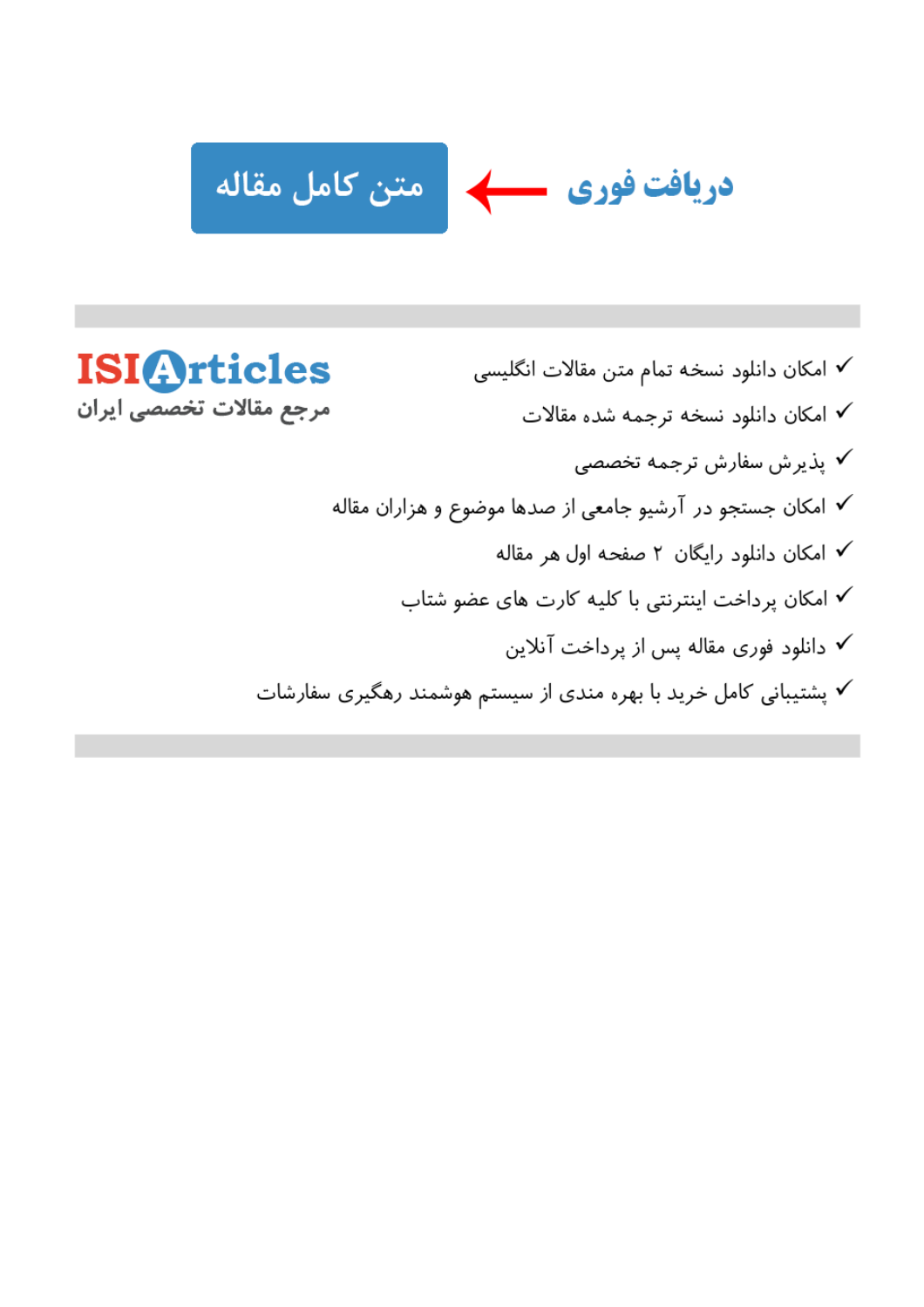**دریافت فوری** ← **متن کامل مقاله**

**ISIArticles**
مرجع مقالات تخصصی ایران

- ✓ امکان دانلود نسخه تمام متن مقالات انگلیسی
- ✓ امکان دانلود نسخه ترجمه شده مقالات
- ✓ پذیرش سفارش ترجمه تخصصی
- ✓ امکان جستجو در آرشیو جامعی از صدها موضوع و هزاران مقاله
- ✓ امکان دانلود رایگان ۲ صفحه اول هر مقاله
- ✓ امکان پرداخت اینترنتی با کلیه کارت های عضو شتاب
- ✓ دانلود فوری مقاله پس از پرداخت آنلاین
- ✓ پشتیبانی کامل خرید با بهره مندی از سیستم هوشمند رهگیری سفارشات